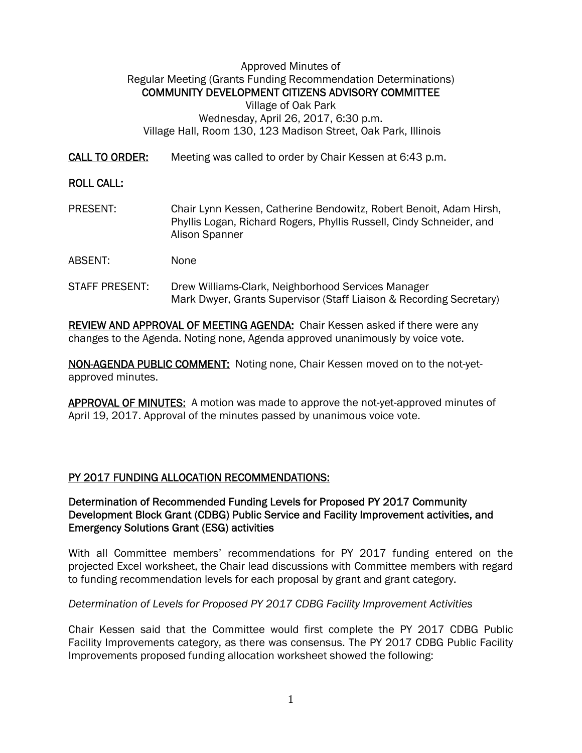Approved Minutes of
Regular Meeting (Grants Funding Recommendation Determinations)
**COMMUNITY DEVELOPMENT CITIZENS ADVISORY COMMITTEE**
Village of Oak Park
Wednesday, April 26, 2017, 6:30 p.m.
Village Hall, Room 130, 123 Madison Street, Oak Park, Illinois

**CALL TO ORDER:** Meeting was called to order by Chair Kessen at 6:43 p.m.

**ROLL CALL:**

PRESENT: Chair Lynn Kessen, Catherine Bendowitz, Robert Benoit, Adam Hirsh, Phyllis Logan, Richard Rogers, Phyllis Russell, Cindy Schneider, and Alison Spanner

ABSENT: None

STAFF PRESENT: Drew Williams-Clark, Neighborhood Services Manager
Mark Dwyer, Grants Supervisor (Staff Liaison & Recording Secretary)

**REVIEW AND APPROVAL OF MEETING AGENDA:** Chair Kessen asked if there were any changes to the Agenda. Noting none, Agenda approved unanimously by voice vote.

**NON-AGENDA PUBLIC COMMENT:** Noting none, Chair Kessen moved on to the not-yet-approved minutes.

**APPROVAL OF MINUTES:** A motion was made to approve the not-yet-approved minutes of April 19, 2017. Approval of the minutes passed by unanimous voice vote.

**PY 2017 FUNDING ALLOCATION RECOMMENDATIONS:**

**Determination of Recommended Funding Levels for Proposed PY 2017 Community Development Block Grant (CDBG) Public Service and Facility Improvement activities, and Emergency Solutions Grant (ESG) activities**

With all Committee members' recommendations for PY 2017 funding entered on the projected Excel worksheet, the Chair lead discussions with Committee members with regard to funding recommendation levels for each proposal by grant and grant category.

*Determination of Levels for Proposed PY 2017 CDBG Facility Improvement Activities*

Chair Kessen said that the Committee would first complete the PY 2017 CDBG Public Facility Improvements category, as there was consensus. The PY 2017 CDBG Public Facility Improvements proposed funding allocation worksheet showed the following: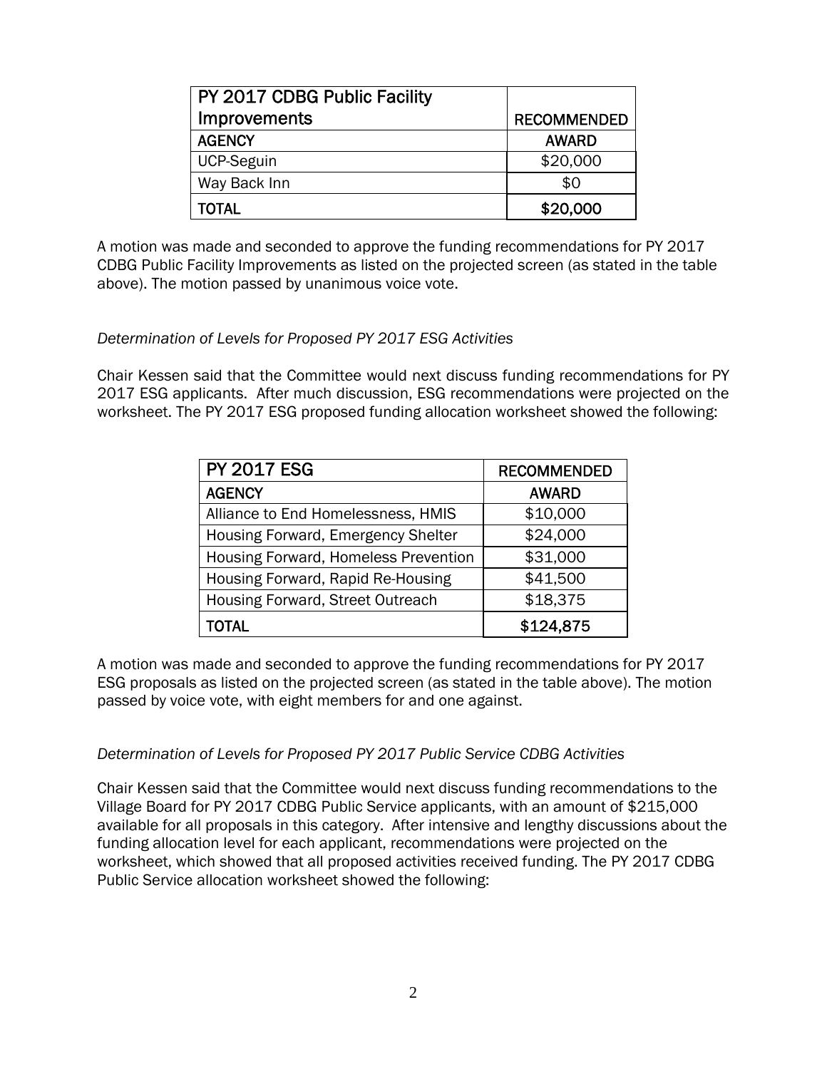| PY 2017 CDBG Public Facility Improvements | RECOMMENDED |
| --- | --- |
| **AGENCY** | **AWARD** |
| UCP-Seguin | $20,000 |
| Way Back Inn | $0 |
| **TOTAL** | **$20,000** |

A motion was made and seconded to approve the funding recommendations for PY 2017 CDBG Public Facility Improvements as listed on the projected screen (as stated in the table above). The motion passed by unanimous voice vote.

*Determination of Levels for Proposed PY 2017 ESG Activities*

Chair Kessen said that the Committee would next discuss funding recommendations for PY 2017 ESG applicants. After much discussion, ESG recommendations were projected on the worksheet. The PY 2017 ESG proposed funding allocation worksheet showed the following:

| PY 2017 ESG | RECOMMENDED |
| --- | --- |
| **AGENCY** | **AWARD** |
| Alliance to End Homelessness, HMIS | $10,000 |
| Housing Forward, Emergency Shelter | $24,000 |
| Housing Forward, Homeless Prevention | $31,000 |
| Housing Forward, Rapid Re-Housing | $41,500 |
| Housing Forward, Street Outreach | $18,375 |
| **TOTAL** | **$124,875** |

A motion was made and seconded to approve the funding recommendations for PY 2017 ESG proposals as listed on the projected screen (as stated in the table above). The motion passed by voice vote, with eight members for and one against.

*Determination of Levels for Proposed PY 2017 Public Service CDBG Activities*

Chair Kessen said that the Committee would next discuss funding recommendations to the Village Board for PY 2017 CDBG Public Service applicants, with an amount of $215,000 available for all proposals in this category. After intensive and lengthy discussions about the funding allocation level for each applicant, recommendations were projected on the worksheet, which showed that all proposed activities received funding. The PY 2017 CDBG Public Service allocation worksheet showed the following: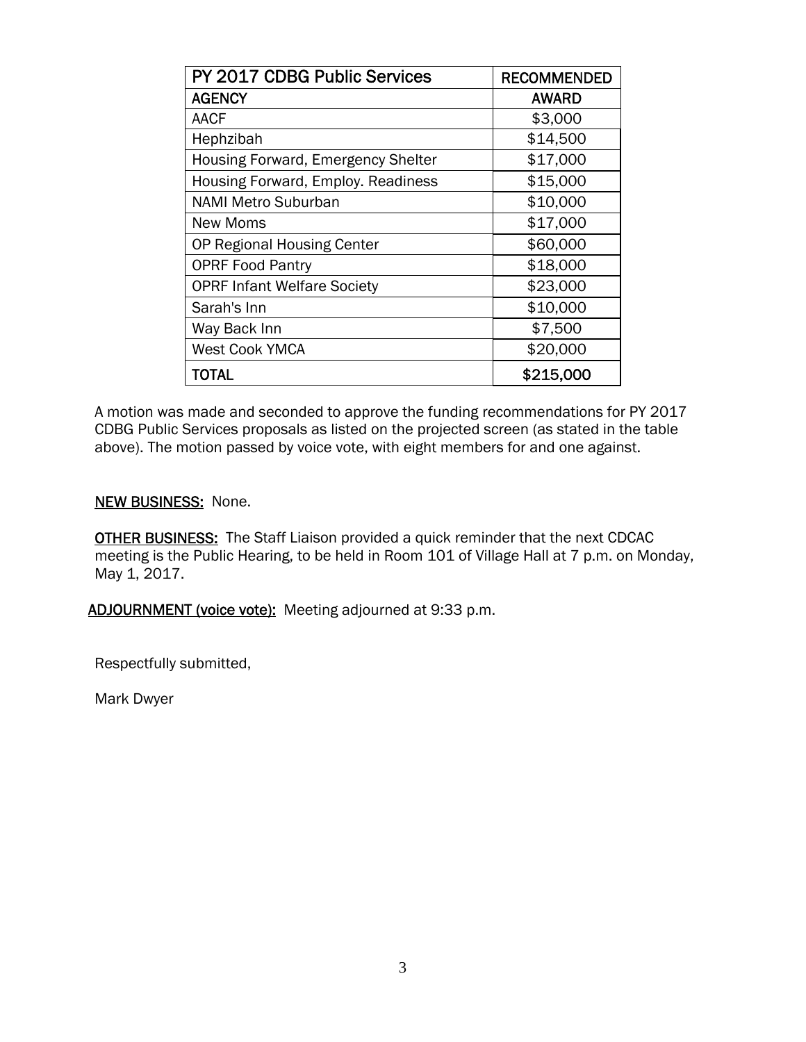| PY 2017 CDBG Public Services | RECOMMENDED |
|---|---|
| **AGENCY** | **AWARD** |
| AACF | $3,000 |
| Hephzibah | $14,500 |
| Housing Forward, Emergency Shelter | $17,000 |
| Housing Forward, Employ. Readiness | $15,000 |
| NAMI Metro Suburban | $10,000 |
| New Moms | $17,000 |
| OP Regional Housing Center | $60,000 |
| OPRF Food Pantry | $18,000 |
| OPRF Infant Welfare Society | $23,000 |
| Sarah's Inn | $10,000 |
| Way Back Inn | $7,500 |
| West Cook YMCA | $20,000 |
| **TOTAL** | **$215,000** |

A motion was made and seconded to approve the funding recommendations for PY 2017 CDBG Public Services proposals as listed on the projected screen (as stated in the table above). The motion passed by voice vote, with eight members for and one against.

**NEW BUSINESS:** None.

**OTHER BUSINESS:** The Staff Liaison provided a quick reminder that the next CDCAC meeting is the Public Hearing, to be held in Room 101 of Village Hall at 7 p.m. on Monday, May 1, 2017.

**ADJOURNMENT (voice vote):** Meeting adjourned at 9:33 p.m.

Respectfully submitted,

Mark Dwyer